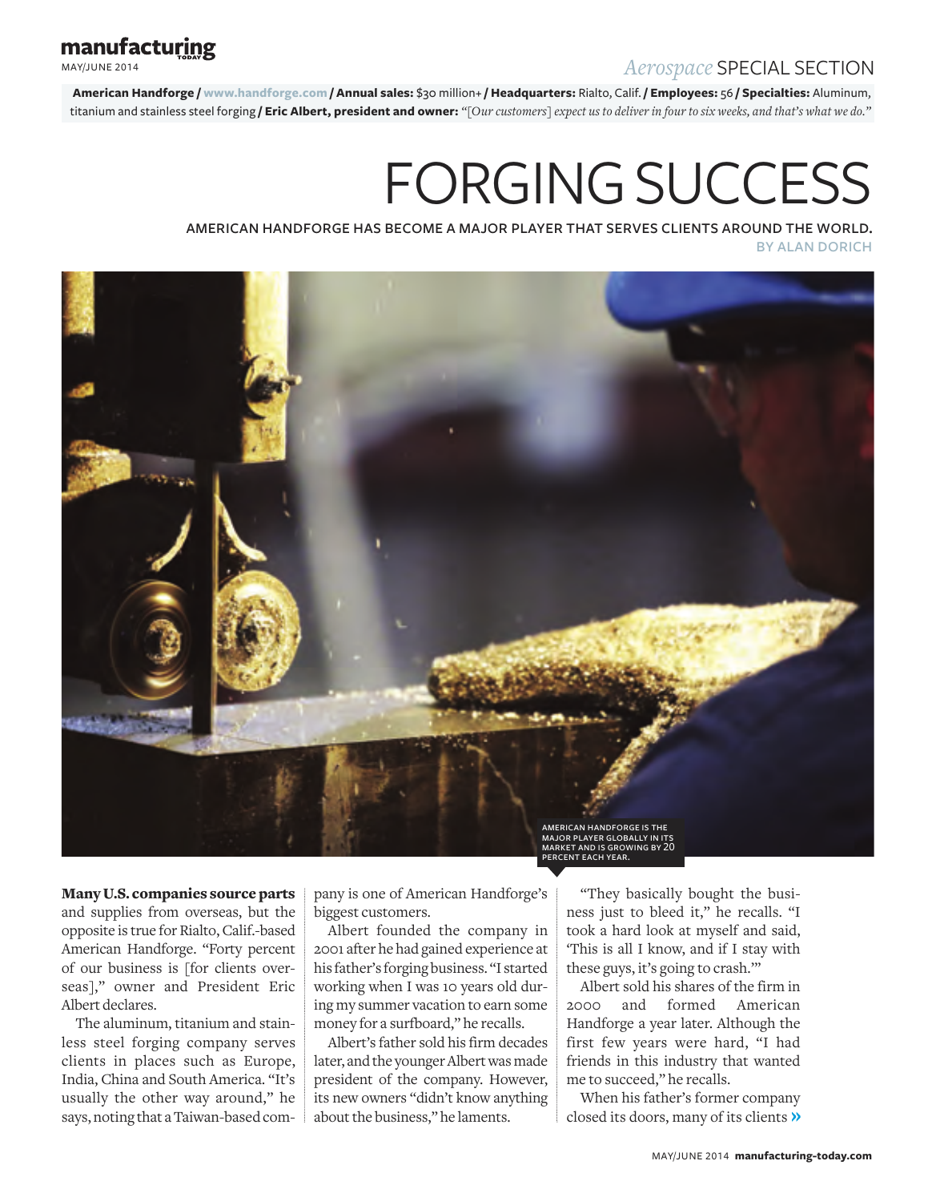*Aerospace* SPECIAL SECTION

**American Handforge /** www.handforge.com **/ Annual sales:** $30 million+ **/ Headquarters:** Rialto, Calif. **/ Employees:** 56 **/ Specialties:** Aluminum, titanium and stainless steel forging **/ Eric Albert, president and owner:** *"[Our customers] expect us to deliver in four to six weeks, and that's what we do."*

# FORGING SUCCESS

AMERICAN HANDFORGE HAS BECOME A MAJOR PLAYER THAT SERVES CLIENTS AROUND THE WORLD.

BY ALAN DORICH

AMERICAN HANDFORGE IS THE MAJOR PLAYER GLOBALLY IN ITS MARKET AND IS GROWING BY 20 PERCENT EACH YEAR.

**Many U.S. companies source parts** and supplies from overseas, but the opposite is true for Rialto, Calif.-based American Handforge. "Forty percent of our business is [for clients overseas]," owner and President Eric Albert declares.

The aluminum, titanium and stainless steel forging company serves clients in places such as Europe, India, China and South America. "It's usually the other way around," he says, noting that a Taiwan-based company is one of American Handforge's biggest customers.

Albert founded the company in 2001 after he had gained experience at his father's forging business. "I started working when I was 10 years old during my summer vacation to earn some money for a surfboard," he recalls.

Albert's father sold his firm decades later, and the younger Albert was made president of the company. However, its new owners "didn't know anything about the business," he laments.

"They basically bought the business just to bleed it," he recalls. "I took a hard look at myself and said, 'This is all I know, and if I stay with these guys, it's going to crash.'"

Albert sold his shares of the firm in 2000 and formed American Handforge a year later. Although the first few years were hard, "I had friends in this industry that wanted me to succeed," he recalls.

When his father's former company closed its doors, many of its clients »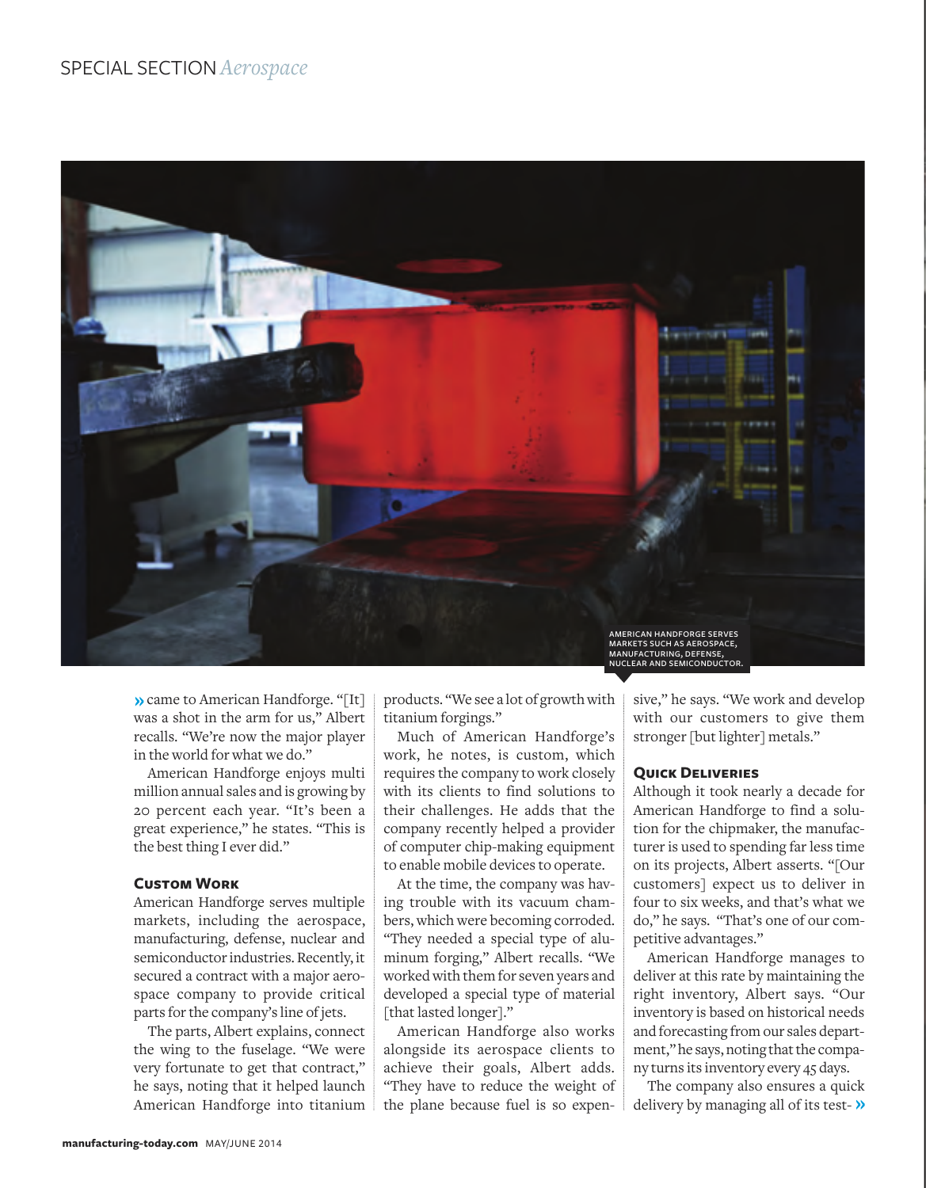AMERICAN HANDFORGE SERVES MARKETS SUCH AS AEROSPACE, MANUFACTURING, DEFENSE, NUCLEAR AND SEMICONDUCTOR.

» came to American Handforge. "[It] was a shot in the arm for us," Albert recalls. "We're now the major player in the world for what we do."

American Handforge enjoys multi million annual sales and is growing by 20 percent each year. "It's been a great experience," he states. "This is the best thing I ever did."

### Custom Work

American Handforge serves multiple markets, including the aerospace, manufacturing, defense, nuclear and semiconductor industries. Recently, it secured a contract with a major aerospace company to provide critical parts for the company's line of jets.

The parts, Albert explains, connect the wing to the fuselage. "We were very fortunate to get that contract," he says, noting that it helped launch American Handforge into titanium products. "We see a lot of growth with titanium forgings."

Much of American Handforge's work, he notes, is custom, which requires the company to work closely with its clients to find solutions to their challenges. He adds that the company recently helped a provider of computer chip-making equipment to enable mobile devices to operate.

At the time, the company was having trouble with its vacuum chambers, which were becoming corroded. "They needed a special type of aluminum forging," Albert recalls. "We worked with them for seven years and developed a special type of material [that lasted longer]."

American Handforge also works alongside its aerospace clients to achieve their goals, Albert adds. "They have to reduce the weight of the plane because fuel is so expensive," he says. "We work and develop with our customers to give them stronger [but lighter] metals."

### Quick Deliveries

Although it took nearly a decade for American Handforge to find a solution for the chipmaker, the manufacturer is used to spending far less time on its projects, Albert asserts. "[Our customers] expect us to deliver in four to six weeks, and that's what we do," he says. "That's one of our competitive advantages."

American Handforge manages to deliver at this rate by maintaining the right inventory, Albert says. "Our inventory is based on historical needs and forecasting from our sales department," he says, noting that the company turns its inventory every 45 days.

The company also ensures a quick delivery by managing all of its test- »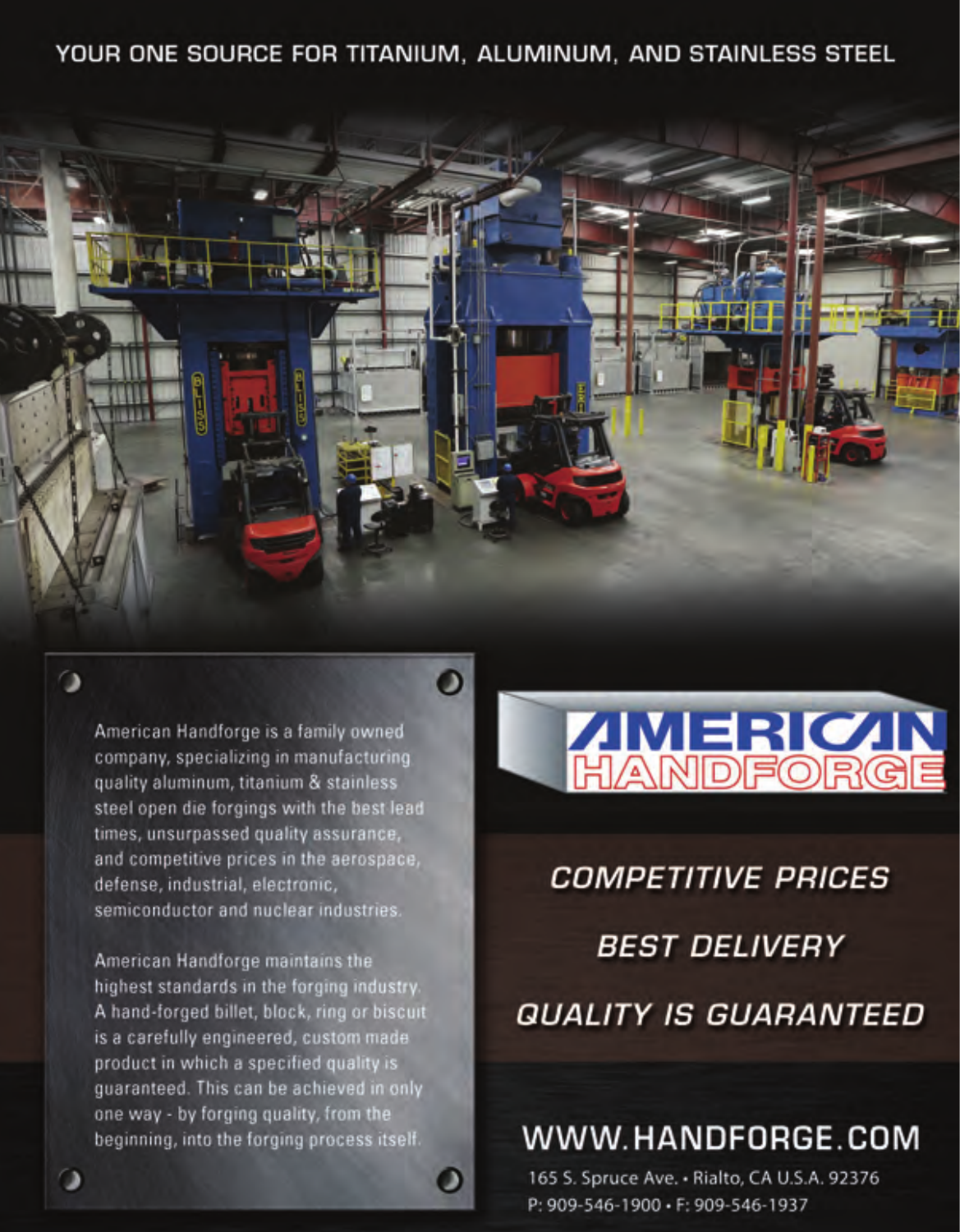YOUR ONE SOURCE FOR TITANIUM, ALUMINUM, AND STAINLESS STEEL

American Handforge is a family owned company, specializing in manufacturing quality aluminum, titanium & stainless steel open die forgings with the best lead times, unsurpassed quality assurance, and competitive prices in the aerospace, defense, industrial, electronic, semiconductor and nuclear industries.

American Handforge maintains the highest standards in the forging industry. A hand-forged billet, block, ring or biscuit is a carefully engineered, custom made product in which a specified quality is guaranteed. This can be achieved in only one way - by forging quality, from the beginning, into the forging process itself.

# AMERICAN HANDFORGE

*COMPETITIVE PRICES*

*BEST DELIVERY*

*QUALITY IS GUARANTEED*

## WWW.HANDFORGE.COM

165 S. Spruce Ave. • Rialto, CA U.S.A. 92376
P: 909-546-1900 • F: 909-546-1937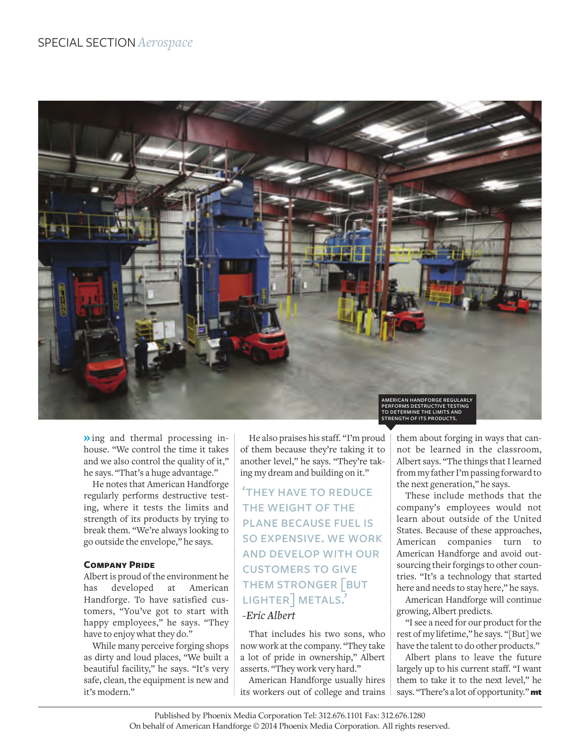AMERICAN HANDFORGE REGULARLY PERFORMS DESTRUCTIVE TESTING TO DETERMINE THE LIMITS AND STRENGTH OF ITS PRODUCTS.

» ing and thermal processing in-house. "We control the time it takes and we also control the quality of it," he says. "That's a huge advantage."

He notes that American Handforge regularly performs destructive testing, where it tests the limits and strength of its products by trying to break them. "We're always looking to go outside the envelope," he says.

### Company Pride

Albert is proud of the environment he has developed at American Handforge. To have satisfied customers, "You've got to start with happy employees," he says. "They have to enjoy what they do."

While many perceive forging shops as dirty and loud places, "We built a beautiful facility," he says. "It's very safe, clean, the equipment is new and it's modern."

He also praises his staff. "I'm proud of them because they're taking it to another level," he says. "They're taking my dream and building on it."

> 'THEY HAVE TO REDUCE THE WEIGHT OF THE PLANE BECAUSE FUEL IS SO EXPENSIVE. WE WORK AND DEVELOP WITH OUR CUSTOMERS TO GIVE THEM STRONGER [BUT LIGHTER] METALS.'
>
> *-Eric Albert*

That includes his two sons, who now work at the company. "They take a lot of pride in ownership," Albert asserts. "They work very hard."

American Handforge usually hires its workers out of college and trains them about forging in ways that cannot be learned in the classroom, Albert says. "The things that I learned from my father I'm passing forward to the next generation," he says.

These include methods that the company's employees would not learn about outside of the United States. Because of these approaches, American companies turn to American Handforge and avoid outsourcing their forgings to other countries. "It's a technology that started here and needs to stay here," he says.

American Handforge will continue growing, Albert predicts.

"I see a need for our product for the rest of my lifetime," he says. "[But] we have the talent to do other products."

Albert plans to leave the future largely up to his current staff. "I want them to take it to the next level," he says. "There's a lot of opportunity." **mt**

Published by Phoenix Media Corporation Tel: 312.676.1101 Fax: 312.676.1280
On behalf of American Handforge © 2014 Phoenix Media Corporation. All rights reserved.